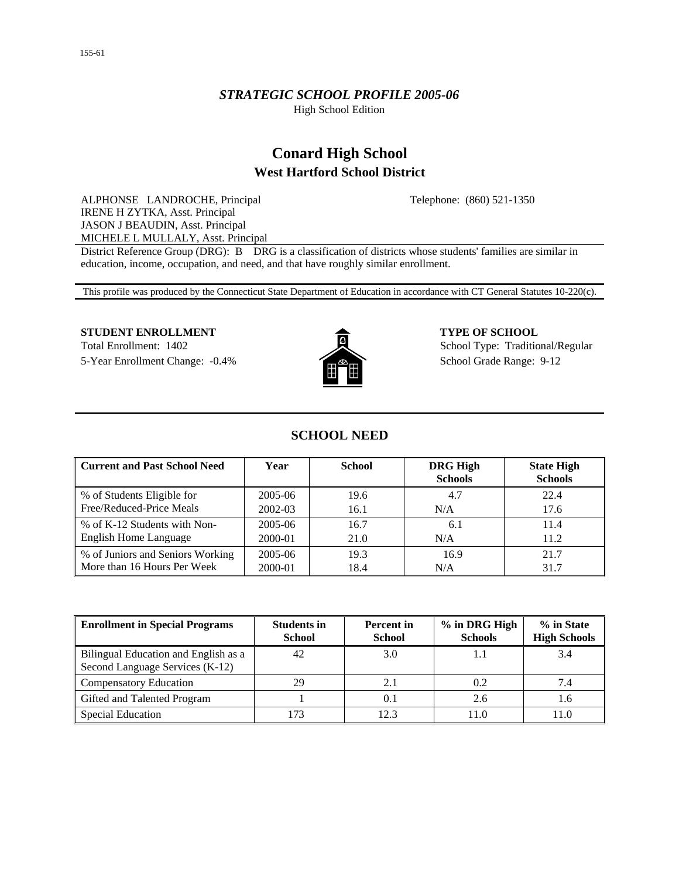155-61

*STRATEGIC SCHOOL PROFILE 2005-06*

High School Edition

# Conard High School

## West Hartford School District

ALPHONSE LANDROCHE, Principal
IRENE H ZYTKA, Asst. Principal
JASON J BEAUDIN, Asst. Principal
MICHELE L MULLALY, Asst. Principal

Telephone: (860) 521-1350

District Reference Group (DRG): B DRG is a classification of districts whose students' families are similar in education, income, occupation, and need, and that have roughly similar enrollment.

This profile was produced by the Connecticut State Department of Education in accordance with CT General Statutes 10-220(c).

**STUDENT ENROLLMENT**

Total Enrollment: 1402

5-Year Enrollment Change: -0.4%

**TYPE OF SCHOOL**

School Type: Traditional/Regular

School Grade Range: 9-12

## SCHOOL NEED

| Current and Past School Need | Year | School | DRG High Schools | State High Schools |
|---|---|---|---|---|
| % of Students Eligible for Free/Reduced-Price Meals | 2005-06 | 19.6 | 4.7 | 22.4 |
| | 2002-03 | 16.1 | N/A | 17.6 |
| % of K-12 Students with Non-English Home Language | 2005-06 | 16.7 | 6.1 | 11.4 |
| | 2000-01 | 21.0 | N/A | 11.2 |
| % of Juniors and Seniors Working More than 16 Hours Per Week | 2005-06 | 19.3 | 16.9 | 21.7 |
| | 2000-01 | 18.4 | N/A | 31.7 |

| Enrollment in Special Programs | Students in School | Percent in School | % in DRG High Schools | % in State High Schools |
|---|---|---|---|---|
| Bilingual Education and English as a Second Language Services (K-12) | 42 | 3.0 | 1.1 | 3.4 |
| Compensatory Education | 29 | 2.1 | 0.2 | 7.4 |
| Gifted and Talented Program | 1 | 0.1 | 2.6 | 1.6 |
| Special Education | 173 | 12.3 | 11.0 | 11.0 |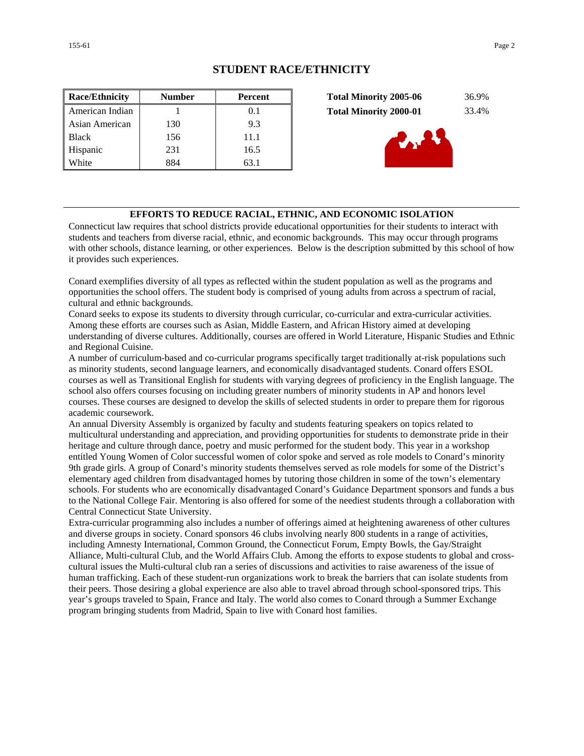## STUDENT RACE/ETHNICITY

| Race/Ethnicity | Number | Percent |
|---|---|---|
| American Indian | 1 | 0.1 |
| Asian American | 130 | 9.3 |
| Black | 156 | 11.1 |
| Hispanic | 231 | 16.5 |
| White | 884 | 63.1 |

**Total Minority 2005-06** 36.9%

**Total Minority 2000-01** 33.4%

### EFFORTS TO REDUCE RACIAL, ETHNIC, AND ECONOMIC ISOLATION

Connecticut law requires that school districts provide educational opportunities for their students to interact with students and teachers from diverse racial, ethnic, and economic backgrounds. This may occur through programs with other schools, distance learning, or other experiences. Below is the description submitted by this school of how it provides such experiences.

Conard exemplifies diversity of all types as reflected within the student population as well as the programs and opportunities the school offers. The student body is comprised of young adults from across a spectrum of racial, cultural and ethnic backgrounds.

Conard seeks to expose its students to diversity through curricular, co-curricular and extra-curricular activities. Among these efforts are courses such as Asian, Middle Eastern, and African History aimed at developing understanding of diverse cultures. Additionally, courses are offered in World Literature, Hispanic Studies and Ethnic and Regional Cuisine.

A number of curriculum-based and co-curricular programs specifically target traditionally at-risk populations such as minority students, second language learners, and economically disadvantaged students. Conard offers ESOL courses as well as Transitional English for students with varying degrees of proficiency in the English language. The school also offers courses focusing on including greater numbers of minority students in AP and honors level courses. These courses are designed to develop the skills of selected students in order to prepare them for rigorous academic coursework.

An annual Diversity Assembly is organized by faculty and students featuring speakers on topics related to multicultural understanding and appreciation, and providing opportunities for students to demonstrate pride in their heritage and culture through dance, poetry and music performed for the student body. This year in a workshop entitled Young Women of Color successful women of color spoke and served as role models to Conard's minority 9th grade girls. A group of Conard's minority students themselves served as role models for some of the District's elementary aged children from disadvantaged homes by tutoring those children in some of the town's elementary schools. For students who are economically disadvantaged Conard's Guidance Department sponsors and funds a bus to the National College Fair. Mentoring is also offered for some of the neediest students through a collaboration with Central Connecticut State University.

Extra-curricular programming also includes a number of offerings aimed at heightening awareness of other cultures and diverse groups in society. Conard sponsors 46 clubs involving nearly 800 students in a range of activities, including Amnesty International, Common Ground, the Connecticut Forum, Empty Bowls, the Gay/Straight Alliance, Multi-cultural Club, and the World Affairs Club. Among the efforts to expose students to global and cross-cultural issues the Multi-cultural club ran a series of discussions and activities to raise awareness of the issue of human trafficking. Each of these student-run organizations work to break the barriers that can isolate students from their peers. Those desiring a global experience are also able to travel abroad through school-sponsored trips. This year's groups traveled to Spain, France and Italy. The world also comes to Conard through a Summer Exchange program bringing students from Madrid, Spain to live with Conard host families.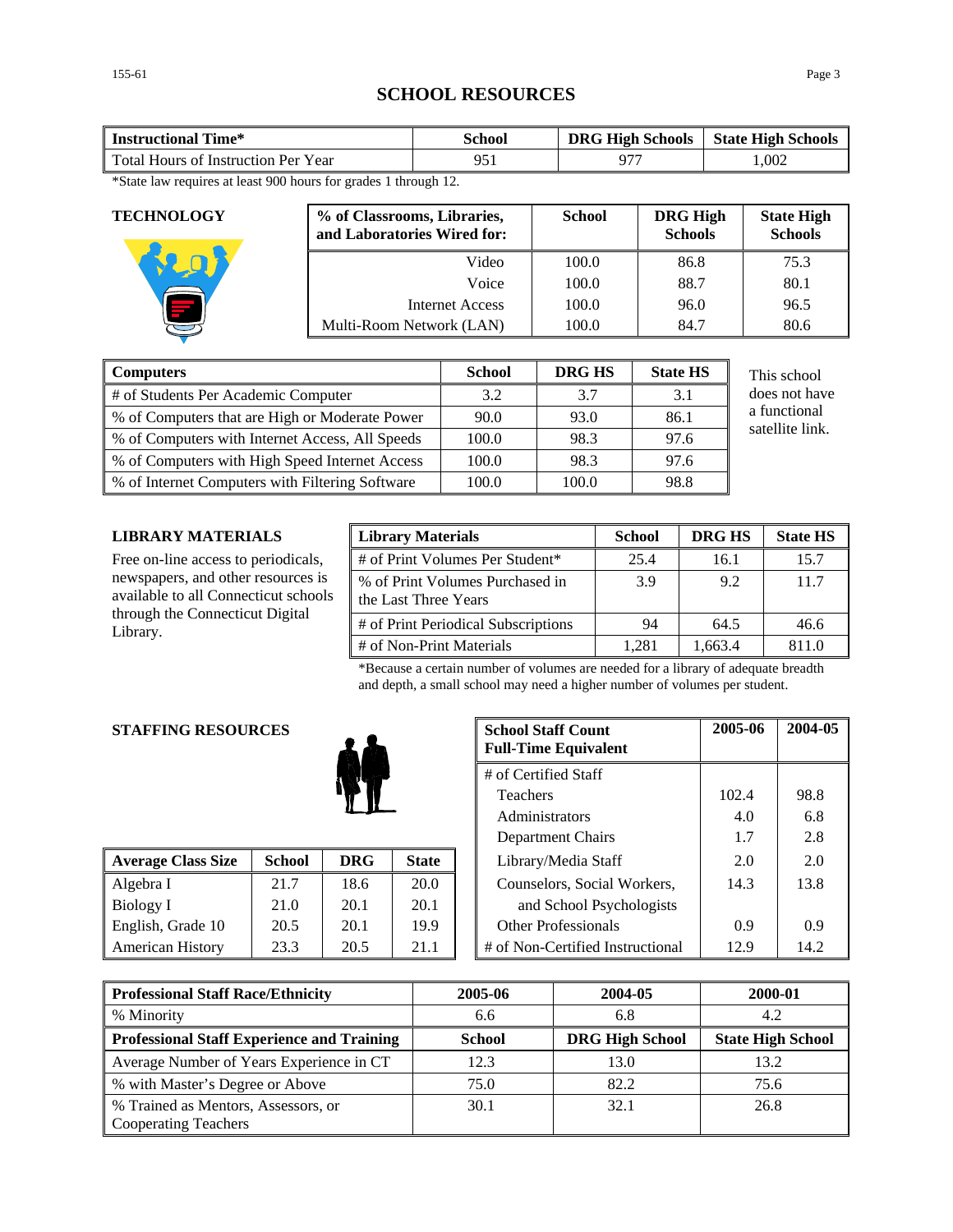# SCHOOL RESOURCES

| Instructional Time* | School | DRG High Schools | State High Schools |
|---|---|---|---|
| Total Hours of Instruction Per Year | 951 | 977 | 1,002 |

*State law requires at least 900 hours for grades 1 through 12.

## TECHNOLOGY

| % of Classrooms, Libraries, and Laboratories Wired for: | School | DRG High Schools | State High Schools |
|---|---|---|---|
| Video | 100.0 | 86.8 | 75.3 |
| Voice | 100.0 | 88.7 | 80.1 |
| Internet Access | 100.0 | 96.0 | 96.5 |
| Multi-Room Network (LAN) | 100.0 | 84.7 | 80.6 |

| Computers | School | DRG HS | State HS |
|---|---|---|---|
| # of Students Per Academic Computer | 3.2 | 3.7 | 3.1 |
| % of Computers that are High or Moderate Power | 90.0 | 93.0 | 86.1 |
| % of Computers with Internet Access, All Speeds | 100.0 | 98.3 | 97.6 |
| % of Computers with High Speed Internet Access | 100.0 | 98.3 | 97.6 |
| % of Internet Computers with Filtering Software | 100.0 | 100.0 | 98.8 |

This school does not have a functional satellite link.

## LIBRARY MATERIALS

Free on-line access to periodicals, newspapers, and other resources is available to all Connecticut schools through the Connecticut Digital Library.

| Library Materials | School | DRG HS | State HS |
|---|---|---|---|
| # of Print Volumes Per Student* | 25.4 | 16.1 | 15.7 |
| % of Print Volumes Purchased in the Last Three Years | 3.9 | 9.2 | 11.7 |
| # of Print Periodical Subscriptions | 94 | 64.5 | 46.6 |
| # of Non-Print Materials | 1,281 | 1,663.4 | 811.0 |

*Because a certain number of volumes are needed for a library of adequate breadth and depth, a small school may need a higher number of volumes per student.

## STAFFING RESOURCES

| Average Class Size | School | DRG | State |
|---|---|---|---|
| Algebra I | 21.7 | 18.6 | 20.0 |
| Biology I | 21.0 | 20.1 | 20.1 |
| English, Grade 10 | 20.5 | 20.1 | 19.9 |
| American History | 23.3 | 20.5 | 21.1 |

| School Staff Count Full-Time Equivalent | 2005-06 | 2004-05 |
|---|---|---|
| # of Certified Staff | | |
| Teachers | 102.4 | 98.8 |
| Administrators | 4.0 | 6.8 |
| Department Chairs | 1.7 | 2.8 |
| Library/Media Staff | 2.0 | 2.0 |
| Counselors, Social Workers, and School Psychologists | 14.3 | 13.8 |
| Other Professionals | 0.9 | 0.9 |
| # of Non-Certified Instructional | 12.9 | 14.2 |

| Professional Staff Race/Ethnicity | 2005-06 | 2004-05 | 2000-01 |
|---|---|---|---|
| % Minority | 6.6 | 6.8 | 4.2 |
| **Professional Staff Experience and Training** | **School** | **DRG High School** | **State High School** |
| Average Number of Years Experience in CT | 12.3 | 13.0 | 13.2 |
| % with Master's Degree or Above | 75.0 | 82.2 | 75.6 |
| % Trained as Mentors, Assessors, or Cooperating Teachers | 30.1 | 32.1 | 26.8 |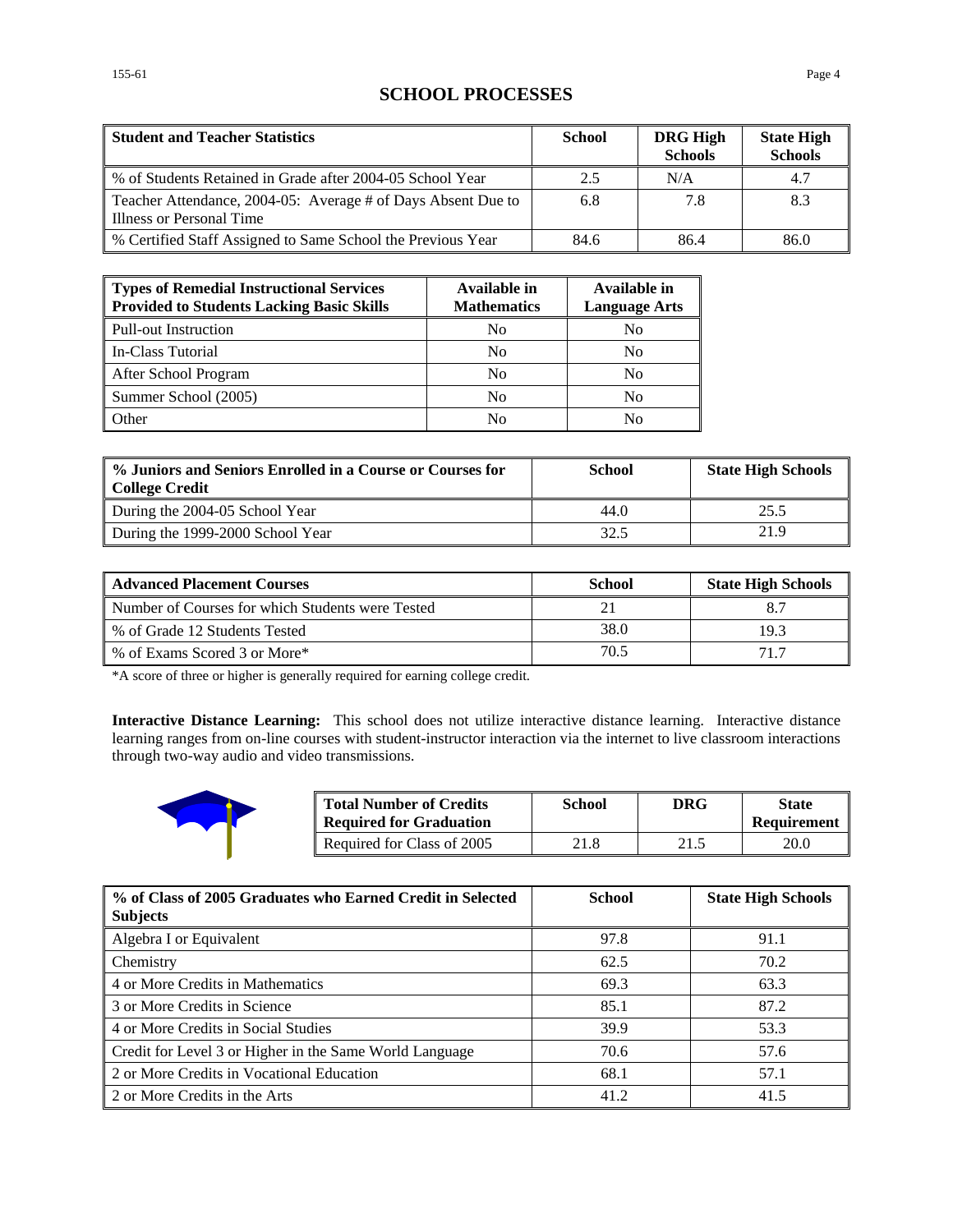# SCHOOL PROCESSES

| Student and Teacher Statistics | School | DRG High Schools | State High Schools |
|---|---|---|---|
| % of Students Retained in Grade after 2004-05 School Year | 2.5 | N/A | 4.7 |
| Teacher Attendance, 2004-05: Average # of Days Absent Due to Illness or Personal Time | 6.8 | 7.8 | 8.3 |
| % Certified Staff Assigned to Same School the Previous Year | 84.6 | 86.4 | 86.0 |

| Types of Remedial Instructional Services Provided to Students Lacking Basic Skills | Available in Mathematics | Available in Language Arts |
|---|---|---|
| Pull-out Instruction | No | No |
| In-Class Tutorial | No | No |
| After School Program | No | No |
| Summer School (2005) | No | No |
| Other | No | No |

| % Juniors and Seniors Enrolled in a Course or Courses for College Credit | School | State High Schools |
|---|---|---|
| During the 2004-05 School Year | 44.0 | 25.5 |
| During the 1999-2000 School Year | 32.5 | 21.9 |

| Advanced Placement Courses | School | State High Schools |
|---|---|---|
| Number of Courses for which Students were Tested | 21 | 8.7 |
| % of Grade 12 Students Tested | 38.0 | 19.3 |
| % of Exams Scored 3 or More* | 70.5 | 71.7 |

*A score of three or higher is generally required for earning college credit.

**Interactive Distance Learning:** This school does not utilize interactive distance learning. Interactive distance learning ranges from on-line courses with student-instructor interaction via the internet to live classroom interactions through two-way audio and video transmissions.

| Total Number of Credits Required for Graduation | School | DRG | State Requirement |
|---|---|---|---|
| Required for Class of 2005 | 21.8 | 21.5 | 20.0 |

| % of Class of 2005 Graduates who Earned Credit in Selected Subjects | School | State High Schools |
|---|---|---|
| Algebra I or Equivalent | 97.8 | 91.1 |
| Chemistry | 62.5 | 70.2 |
| 4 or More Credits in Mathematics | 69.3 | 63.3 |
| 3 or More Credits in Science | 85.1 | 87.2 |
| 4 or More Credits in Social Studies | 39.9 | 53.3 |
| Credit for Level 3 or Higher in the Same World Language | 70.6 | 57.6 |
| 2 or More Credits in Vocational Education | 68.1 | 57.1 |
| 2 or More Credits in the Arts | 41.2 | 41.5 |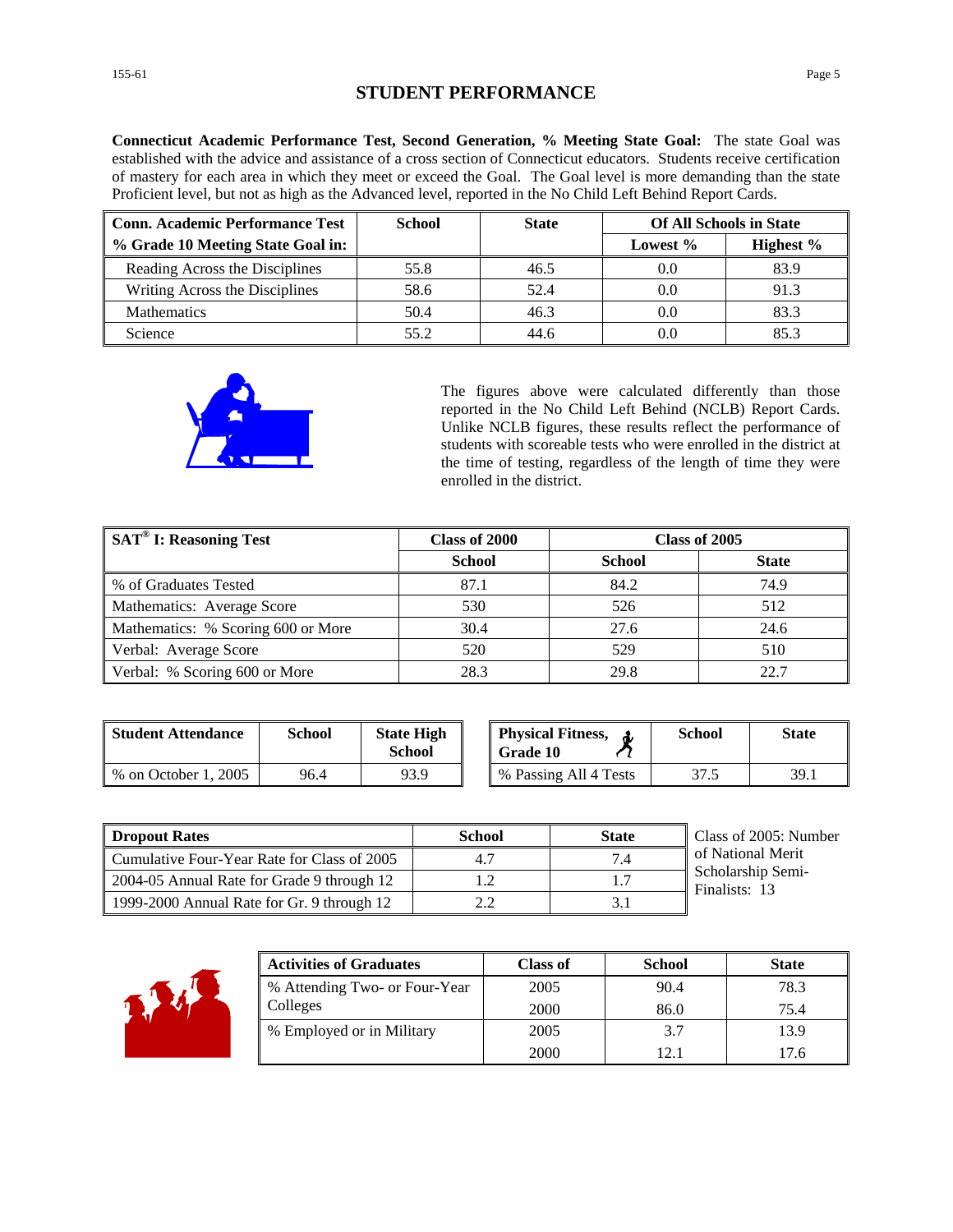# STUDENT PERFORMANCE

**Connecticut Academic Performance Test, Second Generation, % Meeting State Goal:** The state Goal was established with the advice and assistance of a cross section of Connecticut educators. Students receive certification of mastery for each area in which they meet or exceed the Goal. The Goal level is more demanding than the state Proficient level, but not as high as the Advanced level, reported in the No Child Left Behind Report Cards.

| Conn. Academic Performance Test % Grade 10 Meeting State Goal in: | School | State | Of All Schools in State | |
|---|---|---|---|---|
| | | | Lowest % | Highest % |
| Reading Across the Disciplines | 55.8 | 46.5 | 0.0 | 83.9 |
| Writing Across the Disciplines | 58.6 | 52.4 | 0.0 | 91.3 |
| Mathematics | 50.4 | 46.3 | 0.0 | 83.3 |
| Science | 55.2 | 44.6 | 0.0 | 85.3 |

The figures above were calculated differently than those reported in the No Child Left Behind (NCLB) Report Cards. Unlike NCLB figures, these results reflect the performance of students with scoreable tests who were enrolled in the district at the time of testing, regardless of the length of time they were enrolled in the district.

| SAT® I: Reasoning Test | Class of 2000 | Class of 2005 | |
|---|---|---|---|
| | School | School | State |
| % of Graduates Tested | 87.1 | 84.2 | 74.9 |
| Mathematics: Average Score | 530 | 526 | 512 |
| Mathematics: % Scoring 600 or More | 30.4 | 27.6 | 24.6 |
| Verbal: Average Score | 520 | 529 | 510 |
| Verbal: % Scoring 600 or More | 28.3 | 29.8 | 22.7 |

| Student Attendance | School | State High School |
|---|---|---|
| % on October 1, 2005 | 96.4 | 93.9 |

| Physical Fitness, Grade 10 | School | State |
|---|---|---|
| % Passing All 4 Tests | 37.5 | 39.1 |

| Dropout Rates | School | State |
|---|---|---|
| Cumulative Four-Year Rate for Class of 2005 | 4.7 | 7.4 |
| 2004-05 Annual Rate for Grade 9 through 12 | 1.2 | 1.7 |
| 1999-2000 Annual Rate for Gr. 9 through 12 | 2.2 | 3.1 |

Class of 2005: Number of National Merit Scholarship Semi-Finalists: 13

| Activities of Graduates | Class of | School | State |
|---|---|---|---|
| % Attending Two- or Four-Year Colleges | 2005 | 90.4 | 78.3 |
| | 2000 | 86.0 | 75.4 |
| % Employed or in Military | 2005 | 3.7 | 13.9 |
| | 2000 | 12.1 | 17.6 |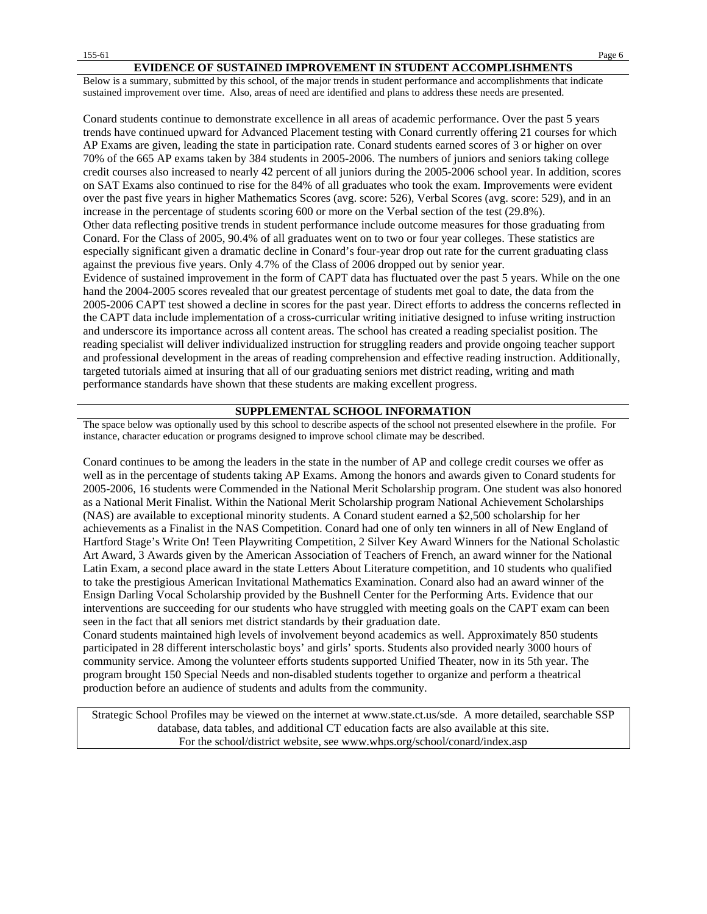## EVIDENCE OF SUSTAINED IMPROVEMENT IN STUDENT ACCOMPLISHMENTS

Below is a summary, submitted by this school, of the major trends in student performance and accomplishments that indicate sustained improvement over time. Also, areas of need are identified and plans to address these needs are presented.

Conard students continue to demonstrate excellence in all areas of academic performance. Over the past 5 years trends have continued upward for Advanced Placement testing with Conard currently offering 21 courses for which AP Exams are given, leading the state in participation rate. Conard students earned scores of 3 or higher on over 70% of the 665 AP exams taken by 384 students in 2005-2006. The numbers of juniors and seniors taking college credit courses also increased to nearly 42 percent of all juniors during the 2005-2006 school year. In addition, scores on SAT Exams also continued to rise for the 84% of all graduates who took the exam. Improvements were evident over the past five years in higher Mathematics Scores (avg. score: 526), Verbal Scores (avg. score: 529), and in an increase in the percentage of students scoring 600 or more on the Verbal section of the test (29.8%).
Other data reflecting positive trends in student performance include outcome measures for those graduating from Conard. For the Class of 2005, 90.4% of all graduates went on to two or four year colleges. These statistics are especially significant given a dramatic decline in Conard's four-year drop out rate for the current graduating class against the previous five years. Only 4.7% of the Class of 2006 dropped out by senior year.
Evidence of sustained improvement in the form of CAPT data has fluctuated over the past 5 years. While on the one hand the 2004-2005 scores revealed that our greatest percentage of students met goal to date, the data from the 2005-2006 CAPT test showed a decline in scores for the past year. Direct efforts to address the concerns reflected in the CAPT data include implementation of a cross-curricular writing initiative designed to infuse writing instruction and underscore its importance across all content areas. The school has created a reading specialist position. The reading specialist will deliver individualized instruction for struggling readers and provide ongoing teacher support and professional development in the areas of reading comprehension and effective reading instruction. Additionally, targeted tutorials aimed at insuring that all of our graduating seniors met district reading, writing and math performance standards have shown that these students are making excellent progress.

## SUPPLEMENTAL SCHOOL INFORMATION

The space below was optionally used by this school to describe aspects of the school not presented elsewhere in the profile. For instance, character education or programs designed to improve school climate may be described.

Conard continues to be among the leaders in the state in the number of AP and college credit courses we offer as well as in the percentage of students taking AP Exams. Among the honors and awards given to Conard students for 2005-2006, 16 students were Commended in the National Merit Scholarship program. One student was also honored as a National Merit Finalist. Within the National Merit Scholarship program National Achievement Scholarships (NAS) are available to exceptional minority students. A Conard student earned a $2,500 scholarship for her achievements as a Finalist in the NAS Competition. Conard had one of only ten winners in all of New England of Hartford Stage's Write On! Teen Playwriting Competition, 2 Silver Key Award Winners for the National Scholastic Art Award, 3 Awards given by the American Association of Teachers of French, an award winner for the National Latin Exam, a second place award in the state Letters About Literature competition, and 10 students who qualified to take the prestigious American Invitational Mathematics Examination. Conard also had an award winner of the Ensign Darling Vocal Scholarship provided by the Bushnell Center for the Performing Arts. Evidence that our interventions are succeeding for our students who have struggled with meeting goals on the CAPT exam can been seen in the fact that all seniors met district standards by their graduation date.
Conard students maintained high levels of involvement beyond academics as well. Approximately 850 students participated in 28 different interscholastic boys' and girls' sports. Students also provided nearly 3000 hours of community service. Among the volunteer efforts students supported Unified Theater, now in its 5th year. The program brought 150 Special Needs and non-disabled students together to organize and perform a theatrical production before an audience of students and adults from the community.

Strategic School Profiles may be viewed on the internet at www.state.ct.us/sde. A more detailed, searchable SSP database, data tables, and additional CT education facts are also available at this site.
For the school/district website, see www.whps.org/school/conard/index.asp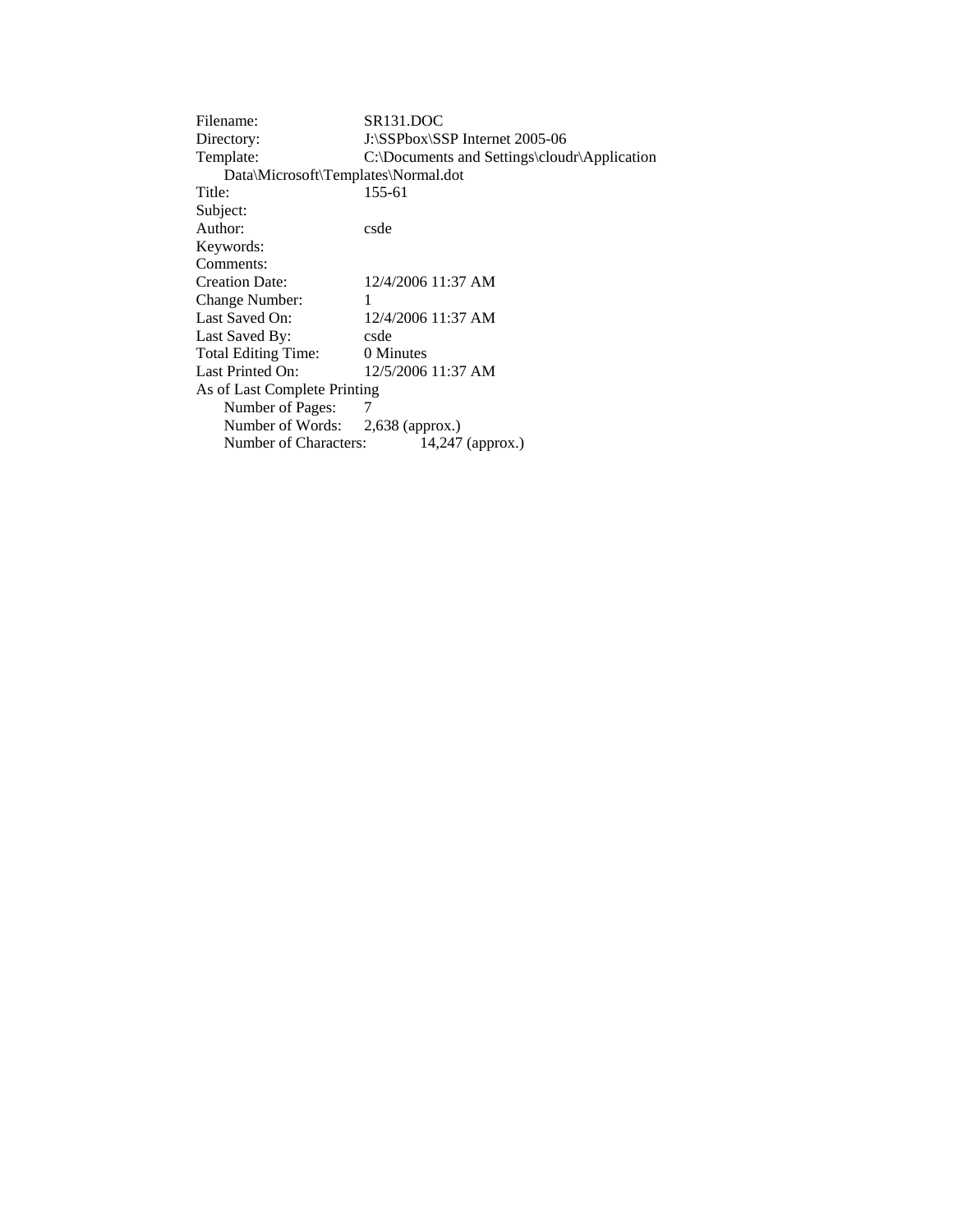Filename: SR131.DOC
Directory: J:\SSPbox\SSP Internet 2005-06
Template: C:\Documents and Settings\cloudr\Application Data\Microsoft\Templates\Normal.dot
Title: 155-61
Subject:
Author: csde
Keywords:
Comments:
Creation Date: 12/4/2006 11:37 AM
Change Number: 1
Last Saved On: 12/4/2006 11:37 AM
Last Saved By: csde
Total Editing Time: 0 Minutes
Last Printed On: 12/5/2006 11:37 AM
As of Last Complete Printing
Number of Pages: 7
Number of Words: 2,638 (approx.)
Number of Characters: 14,247 (approx.)